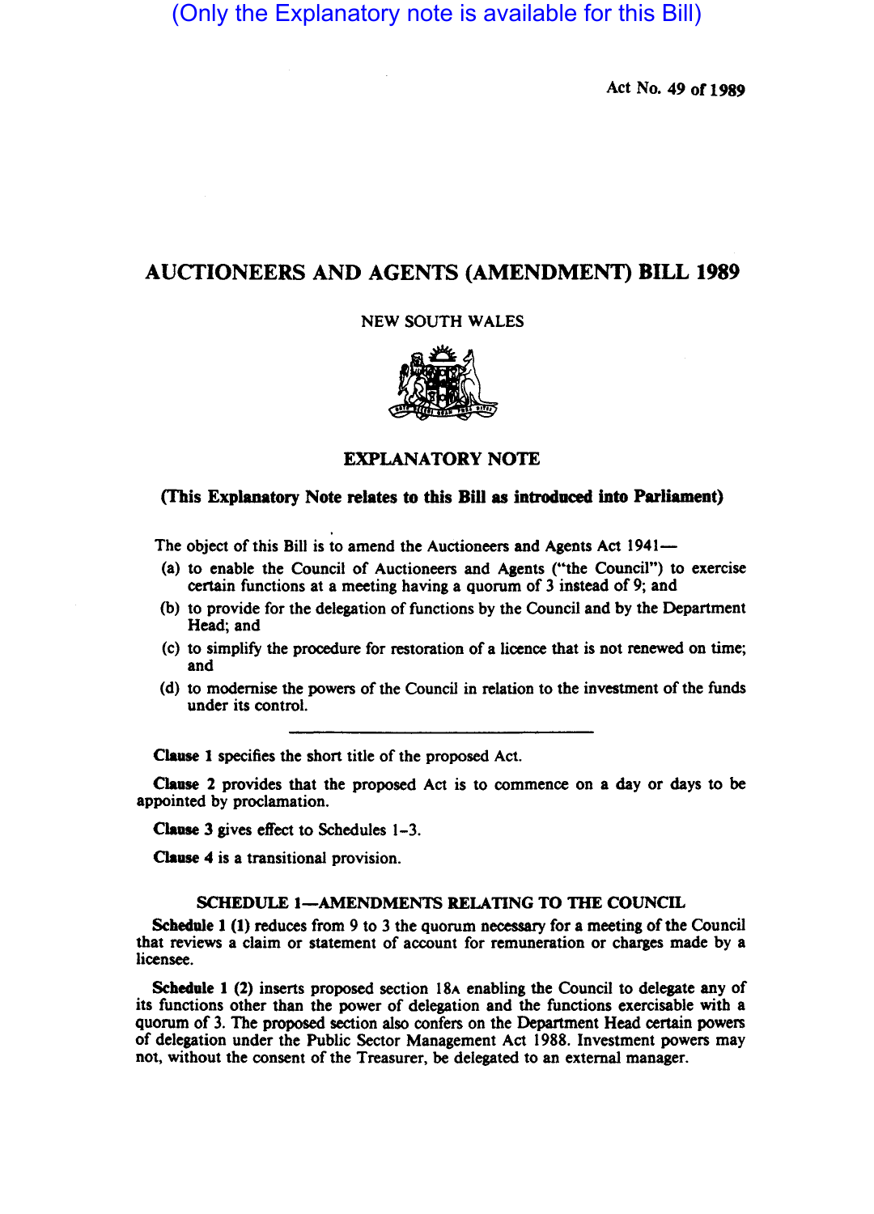(Only the Explanatory note is available for this Bill)

Act No. 49 of 1989

# AUCTIONEERS AND AGENTS (AMENDMENT) BILL 1989

NEW SOUTH WALES

## EXPLANATORY NOTE

**(This Explanatory Note relates to this Bill as introduced into Parliament)**

The object of this Bill is to amend the Auctioneers and Agents Act 1941—

(a) to enable the Council of Auctioneers and Agents ("the Council") to exercise certain functions at a meeting having a quorum of 3 instead of 9; and

(b) to provide for the delegation of functions by the Council and by the Department Head; and

(c) to simplify the procedure for restoration of a licence that is not renewed on time; and

(d) to modernise the powers of the Council in relation to the investment of the funds under its control.

---

**Clause 1** specifies the short title of the proposed Act.

**Clause 2** provides that the proposed Act is to commence on a day or days to be appointed by proclamation.

**Clause 3** gives effect to Schedules 1–3.

**Clause 4** is a transitional provision.

### SCHEDULE 1—AMENDMENTS RELATING TO THE COUNCIL

**Schedule 1 (1)** reduces from 9 to 3 the quorum necessary for a meeting of the Council that reviews a claim or statement of account for remuneration or charges made by a licensee.

**Schedule 1 (2)** inserts proposed section 18A enabling the Council to delegate any of its functions other than the power of delegation and the functions exercisable with a quorum of 3. The proposed section also confers on the Department Head certain powers of delegation under the Public Sector Management Act 1988. Investment powers may not, without the consent of the Treasurer, be delegated to an external manager.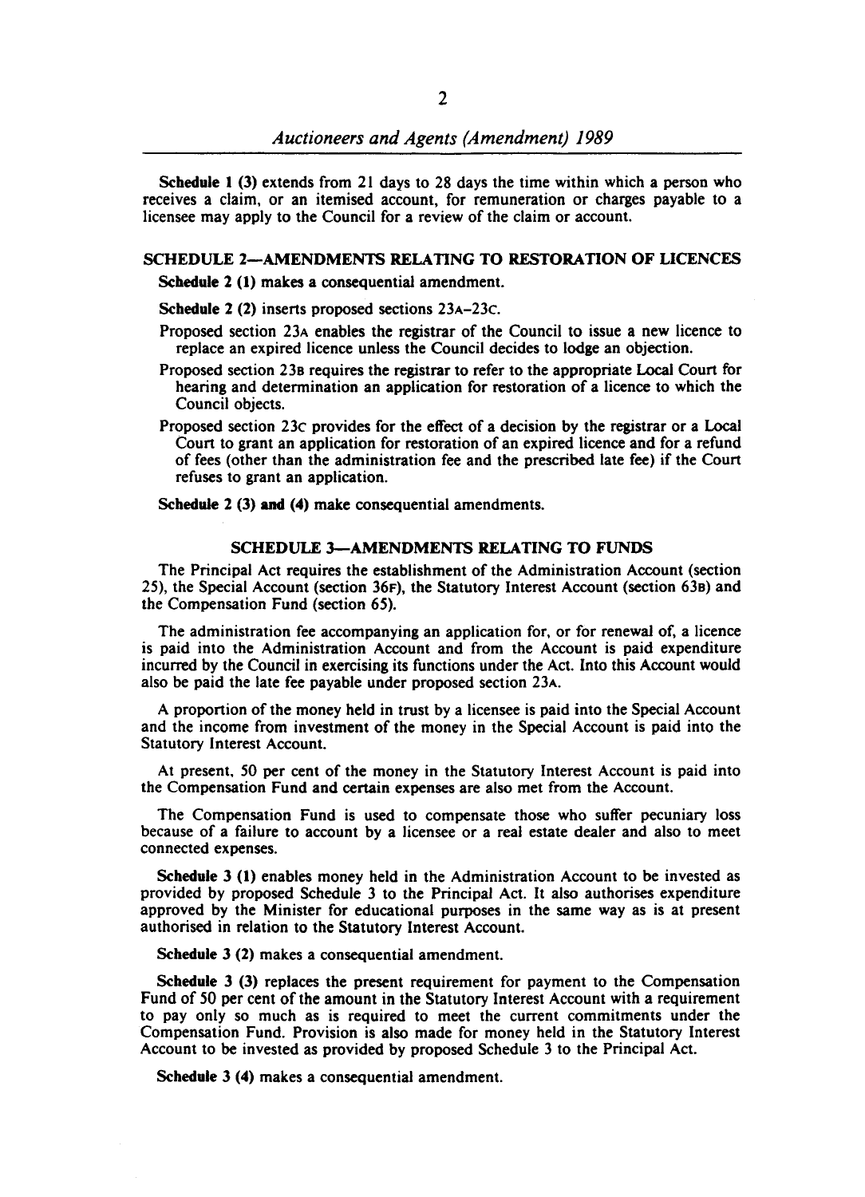**Schedule 1 (3)** extends from 21 days to 28 days the time within which a person who receives a claim, or an itemised account, for remuneration or charges payable to a licensee may apply to the Council for a review of the claim or account.

## SCHEDULE 2—AMENDMENTS RELATING TO RESTORATION OF LICENCES

**Schedule 2 (1)** makes a consequential amendment.

**Schedule 2 (2)** inserts proposed sections 23A–23C.

Proposed section 23A enables the registrar of the Council to issue a new licence to replace an expired licence unless the Council decides to lodge an objection.

Proposed section 23B requires the registrar to refer to the appropriate Local Court for hearing and determination an application for restoration of a licence to which the Council objects.

Proposed section 23C provides for the effect of a decision by the registrar or a Local Court to grant an application for restoration of an expired licence and for a refund of fees (other than the administration fee and the prescribed late fee) if the Court refuses to grant an application.

**Schedule 2 (3) and (4)** make consequential amendments.

## SCHEDULE 3—AMENDMENTS RELATING TO FUNDS

The Principal Act requires the establishment of the Administration Account (section 25), the Special Account (section 36F), the Statutory Interest Account (section 63B) and the Compensation Fund (section 65).

The administration fee accompanying an application for, or for renewal of, a licence is paid into the Administration Account and from the Account is paid expenditure incurred by the Council in exercising its functions under the Act. Into this Account would also be paid the late fee payable under proposed section 23A.

A proportion of the money held in trust by a licensee is paid into the Special Account and the income from investment of the money in the Special Account is paid into the Statutory Interest Account.

At present, 50 per cent of the money in the Statutory Interest Account is paid into the Compensation Fund and certain expenses are also met from the Account.

The Compensation Fund is used to compensate those who suffer pecuniary loss because of a failure to account by a licensee or a real estate dealer and also to meet connected expenses.

**Schedule 3 (1)** enables money held in the Administration Account to be invested as provided by proposed Schedule 3 to the Principal Act. It also authorises expenditure approved by the Minister for educational purposes in the same way as is at present authorised in relation to the Statutory Interest Account.

**Schedule 3 (2)** makes a consequential amendment.

**Schedule 3 (3)** replaces the present requirement for payment to the Compensation Fund of 50 per cent of the amount in the Statutory Interest Account with a requirement to pay only so much as is required to meet the current commitments under the Compensation Fund. Provision is also made for money held in the Statutory Interest Account to be invested as provided by proposed Schedule 3 to the Principal Act.

**Schedule 3 (4)** makes a consequential amendment.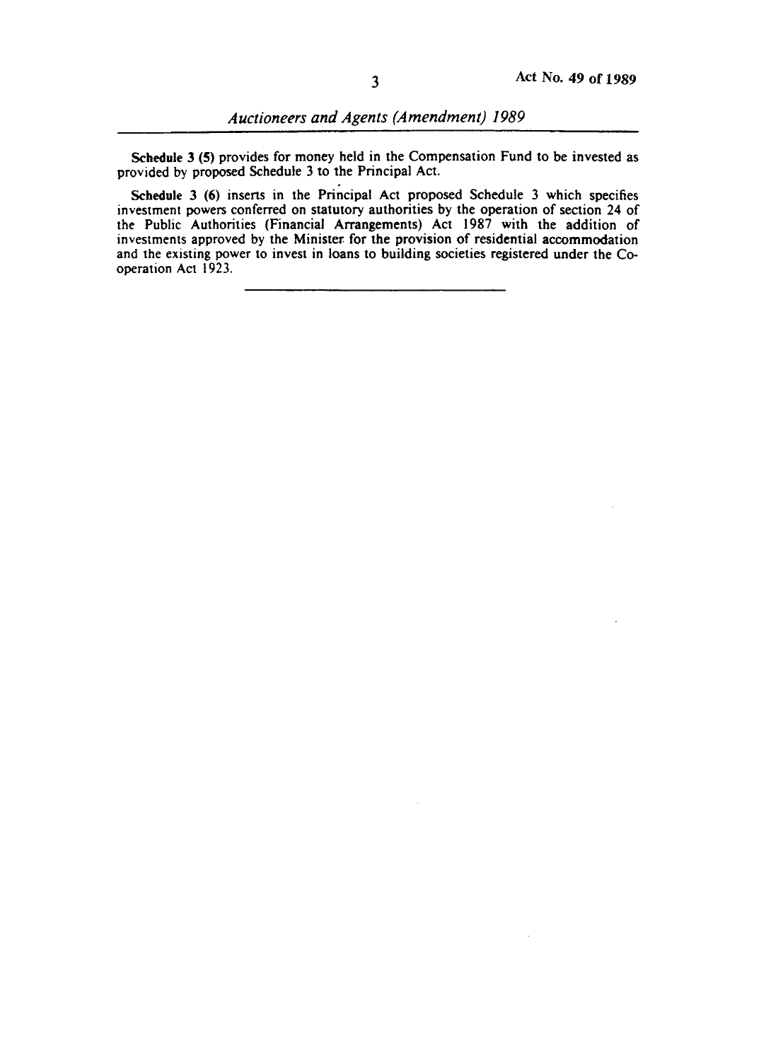**Schedule 3 (5)** provides for money held in the Compensation Fund to be invested as provided by proposed Schedule 3 to the Principal Act.

**Schedule 3 (6)** inserts in the Principal Act proposed Schedule 3 which specifies investment powers conferred on statutory authorities by the operation of section 24 of the Public Authorities (Financial Arrangements) Act 1987 with the addition of investments approved by the Minister for the provision of residential accommodation and the existing power to invest in loans to building societies registered under the Co-operation Act 1923.